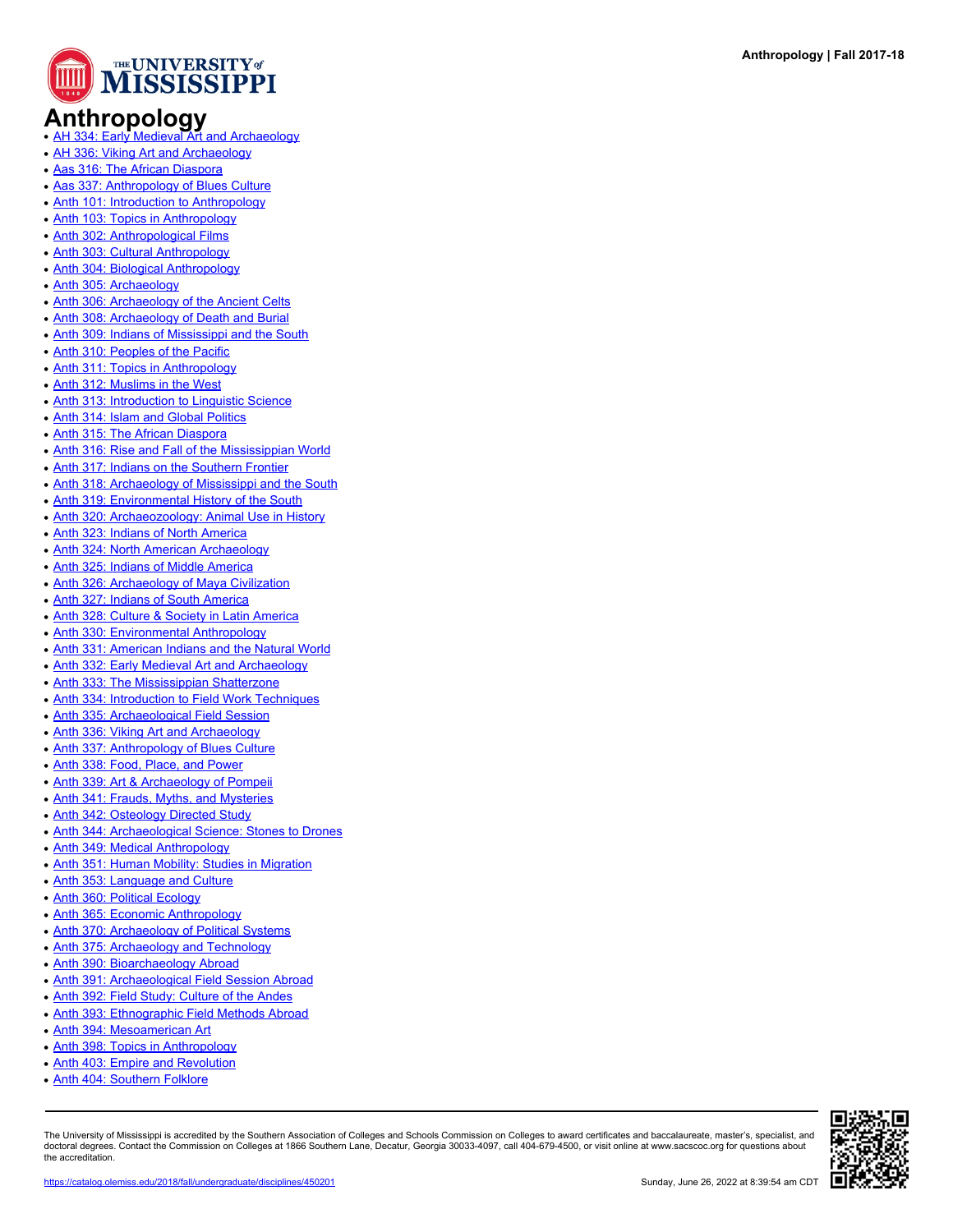# Anthropology

- AH 334: Early Medieval Art and Archaeology
- AH 336: Viking Art and Archaeology
- Aas 316: The African Diaspora
- Aas 337: Anthropology of Blues Culture
- Anth 101: Introduction to Anthropology
- Anth 103: Topics in Anthropology
- Anth 302: Anthropological Films
- Anth 303: Cultural Anthropology
- Anth 304: Biological Anthropology
- Anth 305: Archaeology
- Anth 306: Archaeology of the Ancient Celts
- Anth 308: Archaeology of Death and Burial
- Anth 309: Indians of Mississippi and the South
- Anth 310: Peoples of the Pacific
- Anth 311: Topics in Anthropology
- Anth 312: Muslims in the West
- Anth 313: Introduction to Linguistic Science
- Anth 314: Islam and Global Politics
- Anth 315: The African Diaspora
- Anth 316: Rise and Fall of the Mississippian World
- Anth 317: Indians on the Southern Frontier
- Anth 318: Archaeology of Mississippi and the South
- Anth 319: Environmental History of the South
- Anth 320: Archaeozoology: Animal Use in History
- Anth 323: Indians of North America
- Anth 324: North American Archaeology
- Anth 325: Indians of Middle America
- Anth 326: Archaeology of Maya Civilization
- Anth 327: Indians of South America
- Anth 328: Culture & Society in Latin America
- Anth 330: Environmental Anthropology
- Anth 331: American Indians and the Natural World
- Anth 332: Early Medieval Art and Archaeology
- Anth 333: The Mississippian Shatterzone
- Anth 334: Introduction to Field Work Techniques
- Anth 335: Archaeological Field Session
- Anth 336: Viking Art and Archaeology
- Anth 337: Anthropology of Blues Culture
- Anth 338: Food, Place, and Power
- Anth 339: Art & Archaeology of Pompeii
- Anth 341: Frauds, Myths, and Mysteries
- Anth 342: Osteology Directed Study
- Anth 344: Archaeological Science: Stones to Drones
- Anth 349: Medical Anthropology
- Anth 351: Human Mobility: Studies in Migration
- Anth 353: Language and Culture
- Anth 360: Political Ecology
- Anth 365: Economic Anthropology
- Anth 370: Archaeology of Political Systems
- Anth 375: Archaeology and Technology
- Anth 390: Bioarchaeology Abroad
- Anth 391: Archaeological Field Session Abroad
- Anth 392: Field Study: Culture of the Andes
- Anth 393: Ethnographic Field Methods Abroad
- Anth 394: Mesoamerican Art
- Anth 398: Topics in Anthropology
- Anth 403: Empire and Revolution
- Anth 404: Southern Folklore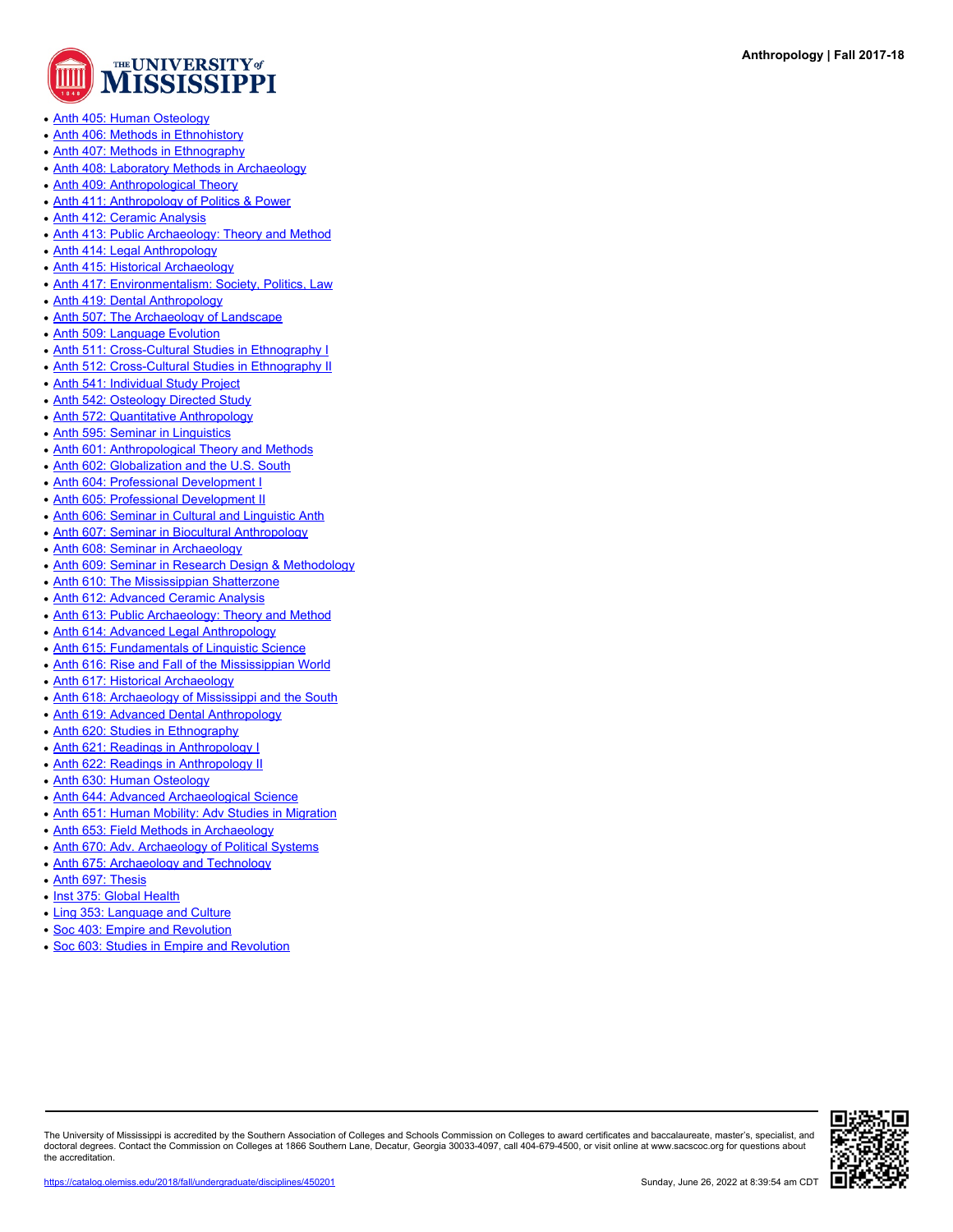- Anth 405: Human Osteology
- Anth 406: Methods in Ethnohistory
- Anth 407: Methods in Ethnography
- Anth 408: Laboratory Methods in Archaeology
- Anth 409: Anthropological Theory
- Anth 411: Anthropology of Politics & Power
- Anth 412: Ceramic Analysis
- Anth 413: Public Archaeology: Theory and Method
- Anth 414: Legal Anthropology
- Anth 415: Historical Archaeology
- Anth 417: Environmentalism: Society, Politics, Law
- Anth 419: Dental Anthropology
- Anth 507: The Archaeology of Landscape
- Anth 509: Language Evolution
- Anth 511: Cross-Cultural Studies in Ethnography I
- Anth 512: Cross-Cultural Studies in Ethnography II
- Anth 541: Individual Study Project
- Anth 542: Osteology Directed Study
- Anth 572: Quantitative Anthropology
- Anth 595: Seminar in Linguistics
- Anth 601: Anthropological Theory and Methods
- Anth 602: Globalization and the U.S. South
- Anth 604: Professional Development I
- Anth 605: Professional Development II
- Anth 606: Seminar in Cultural and Linguistic Anth
- Anth 607: Seminar in Biocultural Anthropology
- Anth 608: Seminar in Archaeology
- Anth 609: Seminar in Research Design & Methodology
- Anth 610: The Mississippian Shatterzone
- Anth 612: Advanced Ceramic Analysis
- Anth 613: Public Archaeology: Theory and Method
- Anth 614: Advanced Legal Anthropology
- Anth 615: Fundamentals of Linguistic Science
- Anth 616: Rise and Fall of the Mississippian World
- Anth 617: Historical Archaeology
- Anth 618: Archaeology of Mississippi and the South
- Anth 619: Advanced Dental Anthropology
- Anth 620: Studies in Ethnography
- Anth 621: Readings in Anthropology I
- Anth 622: Readings in Anthropology II
- Anth 630: Human Osteology
- Anth 644: Advanced Archaeological Science
- Anth 651: Human Mobility: Adv Studies in Migration
- Anth 653: Field Methods in Archaeology
- Anth 670: Adv. Archaeology of Political Systems
- Anth 675: Archaeology and Technology
- Anth 697: Thesis
- Inst 375: Global Health
- Ling 353: Language and Culture
- Soc 403: Empire and Revolution
- Soc 603: Studies in Empire and Revolution

The University of Mississippi is accredited by the Southern Association of Colleges and Schools Commission on Colleges to award certificates and baccalaureate, master's, specialist, and doctoral degrees. Contact the Commission on Colleges at 1866 Southern Lane, Decatur, Georgia 30033-4097, call 404-679-4500, or visit online at www.sacscoc.org for questions about the accreditation.